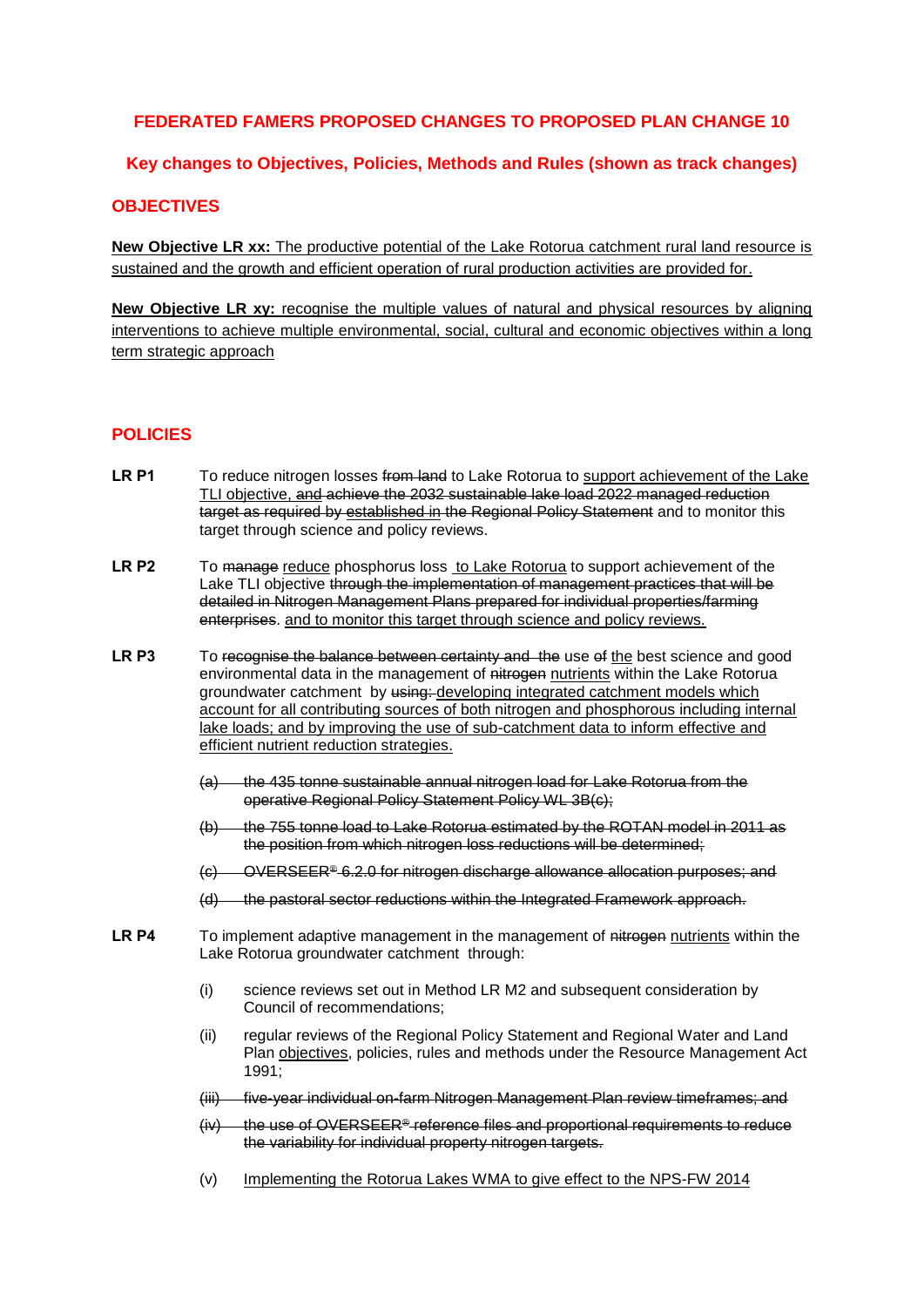## FEDERATED FAMERS PROPOSED CHANGES TO PROPOSED PLAN CHANGE 10

### Key changes to Objectives, Policies, Methods and Rules (shown as track changes)

### OBJECTIVES

**<u>New Objective LR xx:</u>** <u>The productive potential of the Lake Rotorua catchment rural land resource is sustained and the growth and efficient operation of rural production activities are provided for.</u>

**<u>New Objective LR xy:</u>** <u>recognise the multiple values of natural and physical resources by aligning interventions to achieve multiple environmental, social, cultural and economic objectives within a long term strategic approach</u>

### POLICIES

**LR P1** To reduce nitrogen losses ~~from land~~ to Lake Rotorua to <u>support achievement of the Lake TLI objective,</u> ~~and achieve the 2032 sustainable lake load 2022 managed reduction target as required by~~ ~~established in~~ ~~the Regional Policy Statement~~ and to monitor this target through science and policy reviews.

**LR P2** To ~~manage~~ <u>reduce</u> phosphorus loss <u>to Lake Rotorua</u> to support achievement of the Lake TLI objective ~~through the implementation of management practices that will be detailed in Nitrogen Management Plans prepared for individual properties/farming enterprises~~. <u>and to monitor this target through science and policy reviews.</u>

**LR P3** To ~~recognise the balance between certainty and~~ ~~the~~ use ~~of~~ <u>the</u> best science and good environmental data in the management of ~~nitrogen~~ <u>nutrients</u> within the Lake Rotorua groundwater catchment by ~~using:~~ <u>developing integrated catchment models which account for all contributing sources of both nitrogen and phosphorous including internal lake loads; and by improving the use of sub-catchment data to inform effective and efficient nutrient reduction strategies.</u>

- ~~(a) the 435 tonne sustainable annual nitrogen load for Lake Rotorua from the operative Regional Policy Statement Policy WL 3B(c);~~
- ~~(b) the 755 tonne load to Lake Rotorua estimated by the ROTAN model in 2011 as the position from which nitrogen loss reductions will be determined;~~
- ~~(c) OVERSEER® 6.2.0 for nitrogen discharge allowance allocation purposes; and~~
- ~~(d) the pastoral sector reductions within the Integrated Framework approach.~~

**LR P4** To implement adaptive management in the management of ~~nitrogen~~ <u>nutrients</u> within the Lake Rotorua groundwater catchment through:

- (i) science reviews set out in Method LR M2 and subsequent consideration by Council of recommendations;
- (ii) regular reviews of the Regional Policy Statement and Regional Water and Land Plan <u>objectives</u>, policies, rules and methods under the Resource Management Act 1991;
- ~~(iii) five-year individual on-farm Nitrogen Management Plan review timeframes; and~~
- ~~(iv) the use of OVERSEER® reference files and proportional requirements to reduce the variability for individual property nitrogen targets.~~
- (v) <u>Implementing the Rotorua Lakes WMA to give effect to the NPS-FW 2014</u>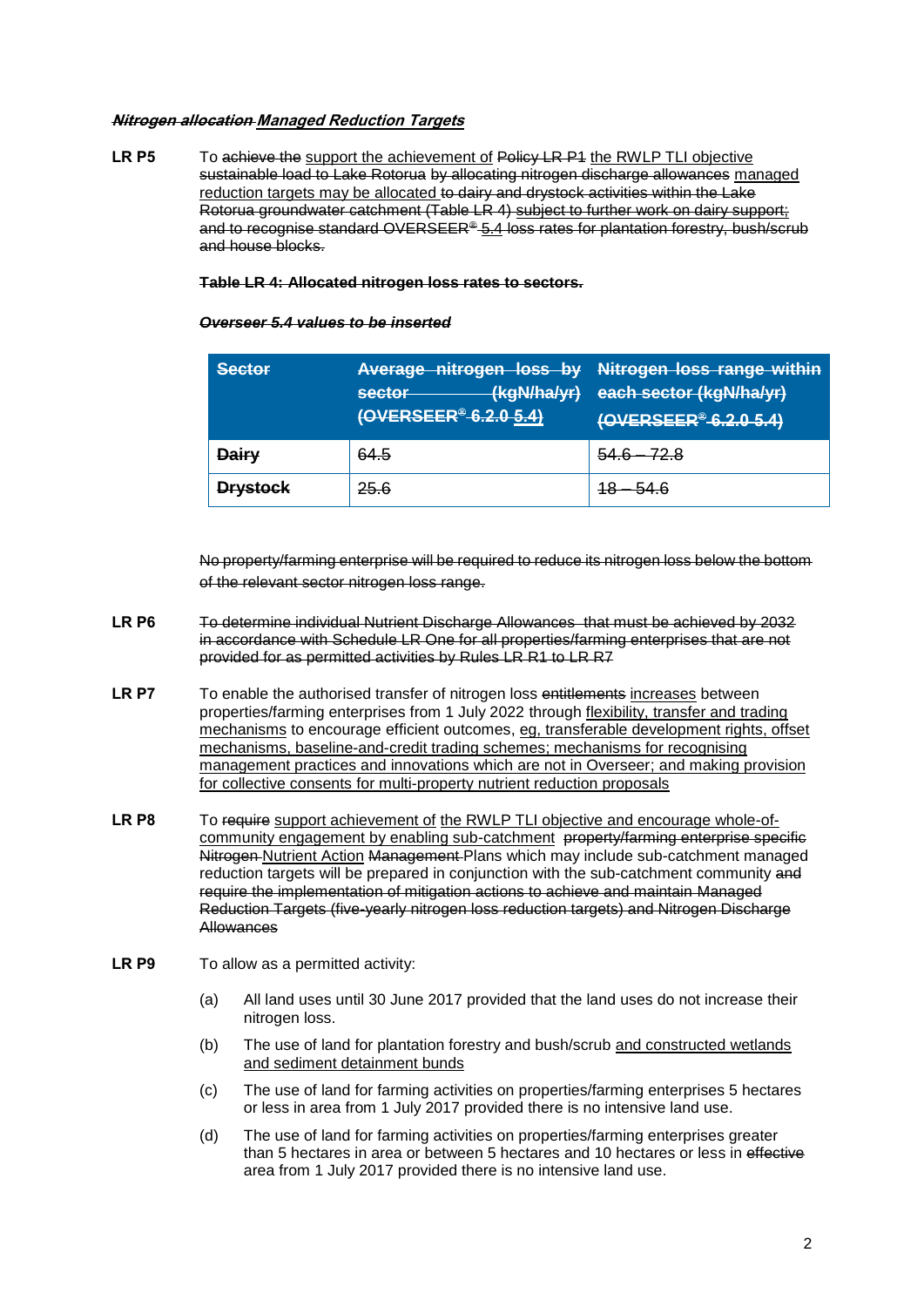***~~Nitrogen allocation~~ <u>Managed Reduction Targets</u>***

**LR P5** To ~~achieve the~~ <u>support the achievement of</u> ~~Policy LR P1~~ <u>the RWLP TLI objective</u> ~~sustainable load to Lake Rotorua by allocating nitrogen discharge allowances~~ <u>managed reduction targets may be allocated</u> ~~to dairy and drystock activities within the Lake Rotorua groundwater catchment (Table LR 4)~~ <u>~~subject to further work on dairy support;~~</u> ~~and to recognise standard OVERSEER® <u>5.4</u> loss rates for plantation forestry, bush/scrub and house blocks.~~

~~**Table LR 4: Allocated nitrogen loss rates to sectors.**~~

~~***Overseer 5.4 values to be inserted***~~

| ~~Sector~~ | ~~Average nitrogen loss by sector (kgN/ha/yr) (OVERSEER® 6.2.0 <u>5.4</u>)~~ | ~~Nitrogen loss range within each sector (kgN/ha/yr) (OVERSEER® 6.2.0 <u>5.4</u>)~~ |
|---|---|---|
| ~~**Dairy**~~ | ~~64.5~~ | ~~54.6 – 72.8~~ |
| ~~**Drystock**~~ | ~~25.6~~ | ~~18 – 54.6~~ |

~~No property/farming enterprise will be required to reduce its nitrogen loss below the bottom of the relevant sector nitrogen loss range.~~

**LR P6** ~~To determine individual Nutrient Discharge Allowances that must be achieved by 2032 in accordance with Schedule LR One for all properties/farming enterprises that are not provided for as permitted activities by Rules LR R1 to LR R7~~

**LR P7** To enable the authorised transfer of nitrogen loss ~~entitlements~~ <u>increases</u> between properties/farming enterprises from 1 July 2022 through <u>flexibility, transfer and trading mechanisms</u> to encourage efficient outcomes, <u>eg, transferable development rights, offset mechanisms, baseline-and-credit trading schemes; mechanisms for recognising management practices and innovations which are not in Overseer; and making provision for collective consents for multi-property nutrient reduction proposals</u>

**LR P8** To ~~require~~ <u>support achievement of</u> <u>the RWLP TLI objective and encourage whole-of-community engagement by enabling sub-catchment</u> ~~property/farming enterprise specific Nitrogen~~ <u>Nutrient Action</u> ~~Management~~ Plans which may include sub-catchment managed reduction targets will be prepared in conjunction with the sub-catchment community ~~and require the implementation of mitigation actions to achieve and maintain Managed Reduction Targets (five-yearly nitrogen loss reduction targets) and Nitrogen Discharge Allowances~~

**LR P9** To allow as a permitted activity:

(a) All land uses until 30 June 2017 provided that the land uses do not increase their nitrogen loss.

(b) The use of land for plantation forestry and bush/scrub <u>and constructed wetlands and sediment detainment bunds</u>

(c) The use of land for farming activities on properties/farming enterprises 5 hectares or less in area from 1 July 2017 provided there is no intensive land use.

(d) The use of land for farming activities on properties/farming enterprises greater than 5 hectares in area or between 5 hectares and 10 hectares or less in ~~effective~~ area from 1 July 2017 provided there is no intensive land use.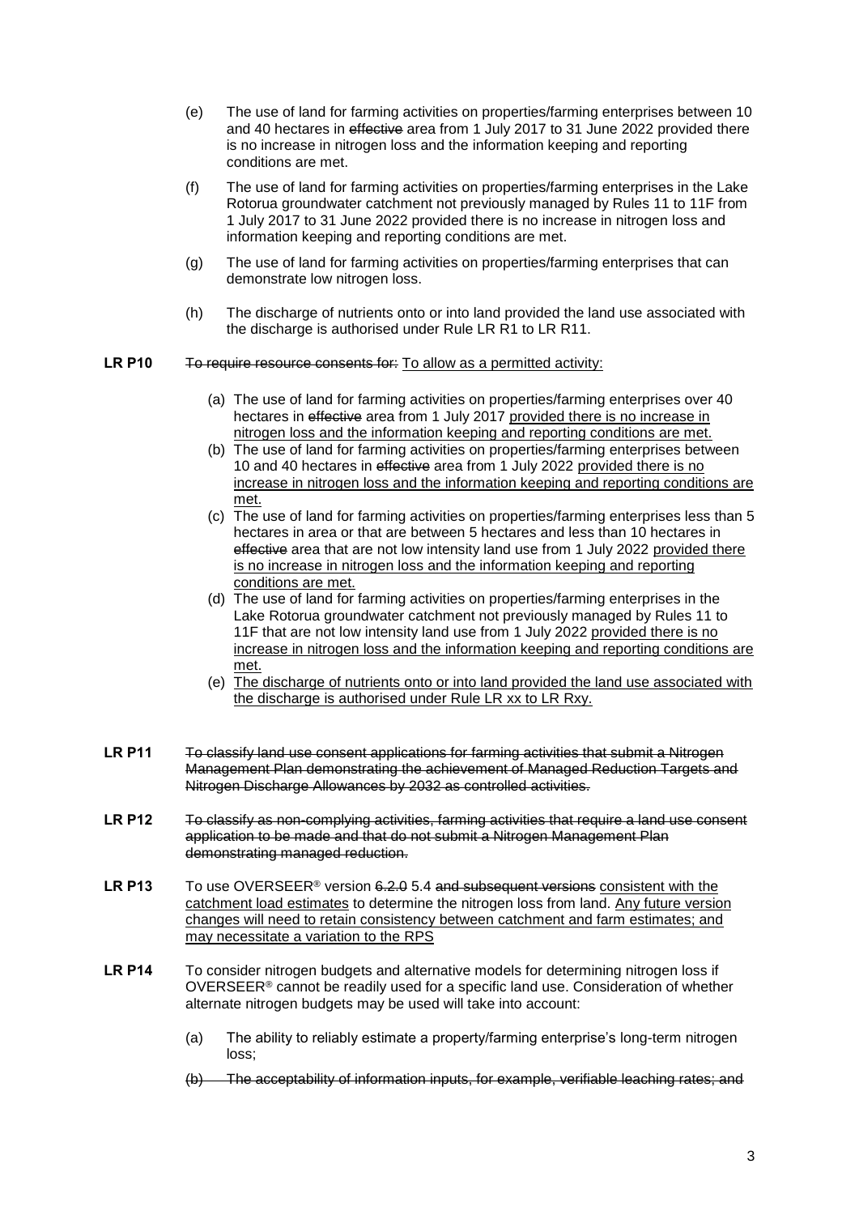(e) The use of land for farming activities on properties/farming enterprises between 10 and 40 hectares in ~~effective~~ area from 1 July 2017 to 31 June 2022 provided there is no increase in nitrogen loss and the information keeping and reporting conditions are met.

(f) The use of land for farming activities on properties/farming enterprises in the Lake Rotorua groundwater catchment not previously managed by Rules 11 to 11F from 1 July 2017 to 31 June 2022 provided there is no increase in nitrogen loss and information keeping and reporting conditions are met.

(g) The use of land for farming activities on properties/farming enterprises that can demonstrate low nitrogen loss.

(h) The discharge of nutrients onto or into land provided the land use associated with the discharge is authorised under Rule LR R1 to LR R11.

**LR P10** ~~To require resource consents for:~~ <u>To allow as a permitted activity:</u>

(a) The use of land for farming activities on properties/farming enterprises over 40 hectares in ~~effective~~ area from 1 July 2017 <u>provided there is no increase in nitrogen loss and the information keeping and reporting conditions are met.</u>

(b) The use of land for farming activities on properties/farming enterprises between 10 and 40 hectares in ~~effective~~ area from 1 July 2022 <u>provided there is no increase in nitrogen loss and the information keeping and reporting conditions are met.</u>

(c) The use of land for farming activities on properties/farming enterprises less than 5 hectares in area or that are between 5 hectares and less than 10 hectares in ~~effective~~ area that are not low intensity land use from 1 July 2022 <u>provided there is no increase in nitrogen loss and the information keeping and reporting conditions are met.</u>

(d) The use of land for farming activities on properties/farming enterprises in the Lake Rotorua groundwater catchment not previously managed by Rules 11 to 11F that are not low intensity land use from 1 July 2022 <u>provided there is no increase in nitrogen loss and the information keeping and reporting conditions are met.</u>

(e) <u>The discharge of nutrients onto or into land provided the land use associated with the discharge is authorised under Rule LR xx to LR Rxy.</u>

**LR P11** ~~To classify land use consent applications for farming activities that submit a Nitrogen Management Plan demonstrating the achievement of Managed Reduction Targets and Nitrogen Discharge Allowances by 2032 as controlled activities.~~

**LR P12** ~~To classify as non-complying activities, farming activities that require a land use consent application to be made and that do not submit a Nitrogen Management Plan demonstrating managed reduction.~~

**LR P13** To use OVERSEER® version ~~6.2.0~~ 5.4 ~~and subsequent versions~~ <u>consistent with the catchment load estimates</u> to determine the nitrogen loss from land. <u>Any future version changes will need to retain consistency between catchment and farm estimates; and may necessitate a variation to the RPS</u>

**LR P14** To consider nitrogen budgets and alternative models for determining nitrogen loss if OVERSEER® cannot be readily used for a specific land use. Consideration of whether alternate nitrogen budgets may be used will take into account:

(a) The ability to reliably estimate a property/farming enterprise's long-term nitrogen loss;

~~(b) The acceptability of information inputs, for example, verifiable leaching rates; and~~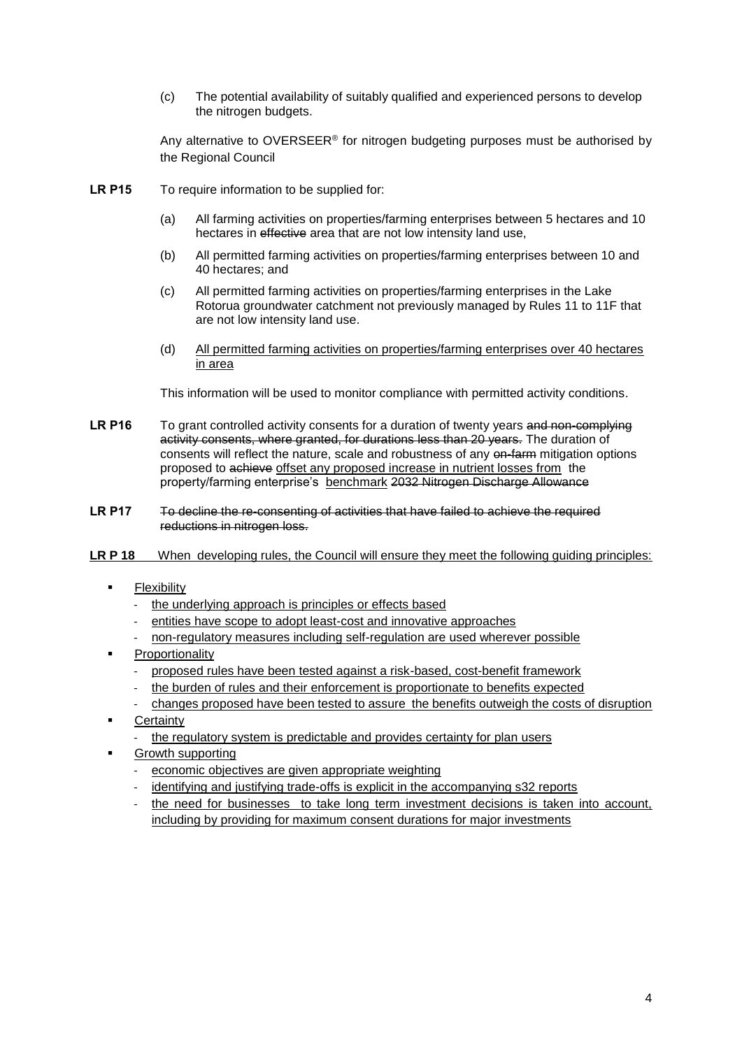(c) The potential availability of suitably qualified and experienced persons to develop the nitrogen budgets.

Any alternative to OVERSEER® for nitrogen budgeting purposes must be authorised by the Regional Council

**LR P15** To require information to be supplied for:

(a) All farming activities on properties/farming enterprises between 5 hectares and 10 hectares in ~~effective~~ area that are not low intensity land use,

(b) All permitted farming activities on properties/farming enterprises between 10 and 40 hectares; and

(c) All permitted farming activities on properties/farming enterprises in the Lake Rotorua groundwater catchment not previously managed by Rules 11 to 11F that are not low intensity land use.

(d) <u>All permitted farming activities on properties/farming enterprises over 40 hectares in area</u>

This information will be used to monitor compliance with permitted activity conditions.

**LR P16** To grant controlled activity consents for a duration of twenty years ~~and non-complying activity consents, where granted, for durations less than 20 years.~~ The duration of consents will reflect the nature, scale and robustness of any ~~on-farm~~ mitigation options proposed to ~~achieve~~ <u>offset any proposed increase in nutrient losses from</u> the property/farming enterprise's <u>benchmark</u> ~~2032 Nitrogen Discharge Allowance~~

**LR P17** ~~To decline the re-consenting of activities that have failed to achieve the required reductions in nitrogen loss.~~

<u>**LR P 18** When developing rules, the Council will ensure they meet the following guiding principles:</u>

- <u>Flexibility</u>
  - <u>the underlying approach is principles or effects based</u>
  - <u>entities have scope to adopt least-cost and innovative approaches</u>
  - <u>non-regulatory measures including self-regulation are used wherever possible</u>
- <u>Proportionality</u>
  - <u>proposed rules have been tested against a risk-based, cost-benefit framework</u>
  - <u>the burden of rules and their enforcement is proportionate to benefits expected</u>
  - <u>changes proposed have been tested to assure the benefits outweigh the costs of disruption</u>
- <u>Certainty</u>
  - <u>the regulatory system is predictable and provides certainty for plan users</u>
- <u>Growth supporting</u>
  - <u>economic objectives are given appropriate weighting</u>
  - <u>identifying and justifying trade-offs is explicit in the accompanying s32 reports</u>
  - <u>the need for businesses to take long term investment decisions is taken into account, including by providing for maximum consent durations for major investments</u>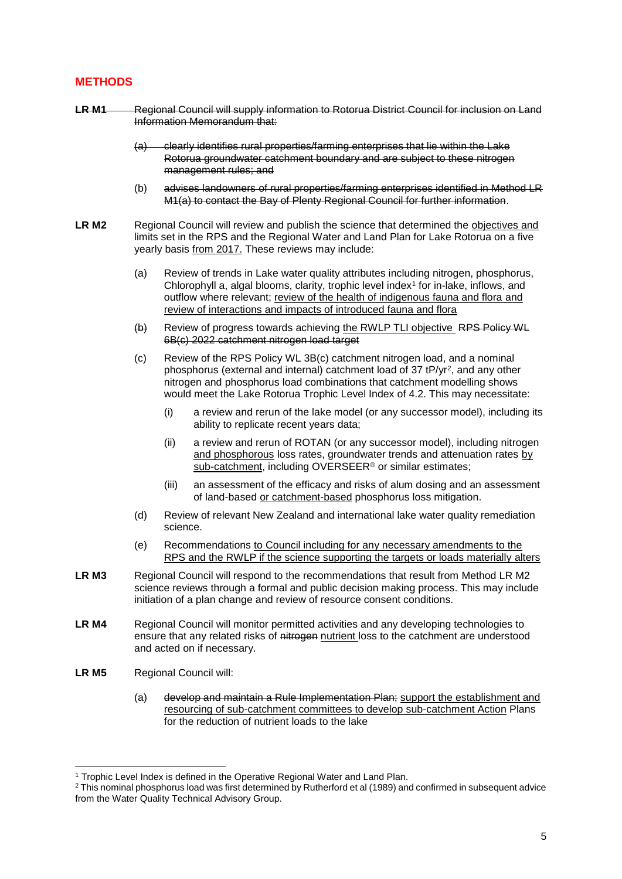## METHODS

~~**LR M1** Regional Council will supply information to Rotorua District Council for inclusion on Land Information Memorandum that:~~

~~(a) clearly identifies rural properties/farming enterprises that lie within the Lake Rotorua groundwater catchment boundary and are subject to these nitrogen management rules; and~~

(b) ~~advises landowners of rural properties/farming enterprises identified in Method LR M1(a) to contact the Bay of Plenty Regional Council for further information~~.

**LR M2** Regional Council will review and publish the science that determined the <u>objectives and</u> limits set in the RPS and the Regional Water and Land Plan for Lake Rotorua on a five yearly basis <u>from 2017.</u> These reviews may include:

(a) Review of trends in Lake water quality attributes including nitrogen, phosphorus, Chlorophyll a, algal blooms, clarity, trophic level index[1] for in-lake, inflows, and outflow where relevant; <u>review of the health of indigenous fauna and flora and review of interactions and impacts of introduced fauna and flora</u>

~~(b)~~ Review of progress towards achieving <u>the RWLP TLI objective</u> ~~RPS Policy WL 6B(c) 2022 catchment nitrogen load target~~

(c) Review of the RPS Policy WL 3B(c) catchment nitrogen load, and a nominal phosphorus (external and internal) catchment load of 37 tP/yr[2], and any other nitrogen and phosphorus load combinations that catchment modelling shows would meet the Lake Rotorua Trophic Level Index of 4.2. This may necessitate:

(i) a review and rerun of the lake model (or any successor model), including its ability to replicate recent years data;

(ii) a review and rerun of ROTAN (or any successor model), including nitrogen <u>and phosphorous</u> loss rates, groundwater trends and attenuation rates <u>by sub-catchment</u>, including OVERSEER® or similar estimates;

(iii) an assessment of the efficacy and risks of alum dosing and an assessment of land-based <u>or catchment-based</u> phosphorus loss mitigation.

(d) Review of relevant New Zealand and international lake water quality remediation science.

(e) Recommendations <u>to Council including for any necessary amendments to the RPS and the RWLP if the science supporting the targets or loads materially alters</u>

**LR M3** Regional Council will respond to the recommendations that result from Method LR M2 science reviews through a formal and public decision making process. This may include initiation of a plan change and review of resource consent conditions.

**LR M4** Regional Council will monitor permitted activities and any developing technologies to ensure that any related risks of ~~nitrogen~~ <u>nutrient</u> loss to the catchment are understood and acted on if necessary.

**LR M5** Regional Council will:

(a) ~~develop and maintain a Rule Implementation Plan;~~ <u>support the establishment and resourcing of sub-catchment committees to develop sub-catchment Action</u> Plans for the reduction of nutrient loads to the lake

---

[1] Trophic Level Index is defined in the Operative Regional Water and Land Plan.

[2] This nominal phosphorus load was first determined by Rutherford et al (1989) and confirmed in subsequent advice from the Water Quality Technical Advisory Group.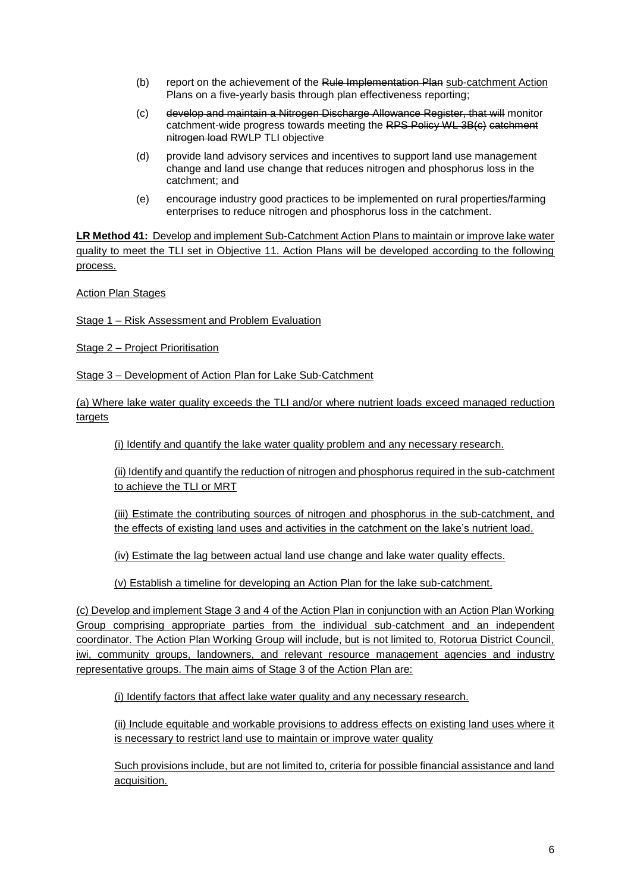(b) report on the achievement of the ~~Rule Implementation Plan~~ <u>sub-catchment Action</u> Plans on a five-yearly basis through plan effectiveness reporting;

(c) ~~develop and maintain a Nitrogen Discharge Allowance Register, that will~~ monitor catchment-wide progress towards meeting the ~~RPS Policy WL 3B(c) catchment nitrogen load~~ RWLP TLI objective

(d) provide land advisory services and incentives to support land use management change and land use change that reduces nitrogen and phosphorus loss in the catchment; and

(e) encourage industry good practices to be implemented on rural properties/farming enterprises to reduce nitrogen and phosphorus loss in the catchment.

**<u>LR Method 41:</u>** <u>Develop and implement Sub-Catchment Action Plans to maintain or improve lake water quality to meet the TLI set in Objective 11. Action Plans will be developed according to the following process.</u>

<u>Action Plan Stages</u>

<u>Stage 1 – Risk Assessment and Problem Evaluation</u>

<u>Stage 2 – Project Prioritisation</u>

<u>Stage 3 – Development of Action Plan for Lake Sub-Catchment</u>

<u>(a) Where lake water quality exceeds the TLI and/or where nutrient loads exceed managed reduction targets</u>

<u>(i) Identify and quantify the lake water quality problem and any necessary research.</u>

<u>(ii) Identify and quantify the reduction of nitrogen and phosphorus required in the sub-catchment to achieve the TLI or MRT</u>

<u>(iii) Estimate the contributing sources of nitrogen and phosphorus in the sub-catchment, and the effects of existing land uses and activities in the catchment on the lake's nutrient load.</u>

<u>(iv) Estimate the lag between actual land use change and lake water quality effects.</u>

<u>(v) Establish a timeline for developing an Action Plan for the lake sub-catchment.</u>

<u>(c) Develop and implement Stage 3 and 4 of the Action Plan in conjunction with an Action Plan Working Group comprising appropriate parties from the individual sub-catchment and an independent coordinator. The Action Plan Working Group will include, but is not limited to, Rotorua District Council, iwi, community groups, landowners, and relevant resource management agencies and industry representative groups. The main aims of Stage 3 of the Action Plan are:</u>

<u>(i) Identify factors that affect lake water quality and any necessary research.</u>

<u>(ii) Include equitable and workable provisions to address effects on existing land uses where it is necessary to restrict land use to maintain or improve water quality</u>

<u>Such provisions include, but are not limited to, criteria for possible financial assistance and land acquisition.</u>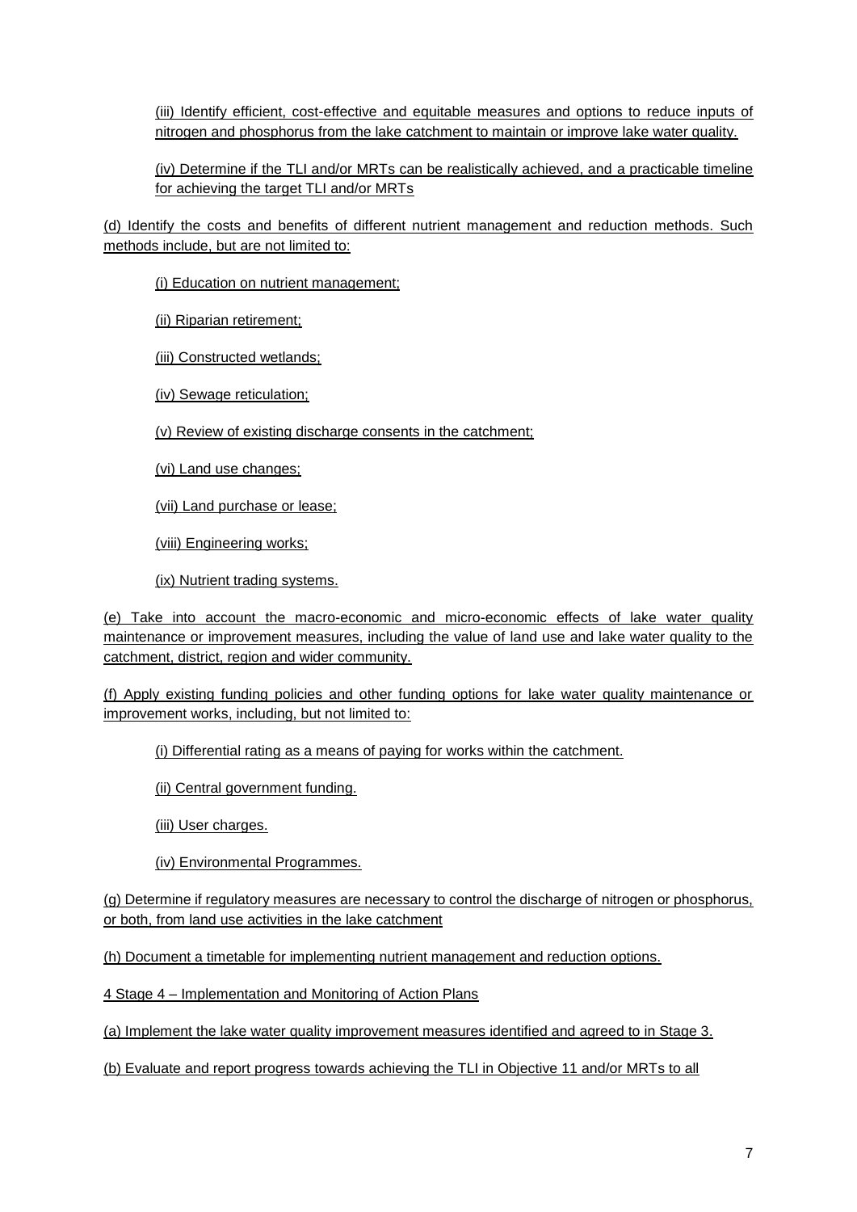(iii) Identify efficient, cost-effective and equitable measures and options to reduce inputs of nitrogen and phosphorus from the lake catchment to maintain or improve lake water quality.

(iv) Determine if the TLI and/or MRTs can be realistically achieved, and a practicable timeline for achieving the target TLI and/or MRTs

(d) Identify the costs and benefits of different nutrient management and reduction methods. Such methods include, but are not limited to:

(i) Education on nutrient management;

(ii) Riparian retirement;

(iii) Constructed wetlands;

(iv) Sewage reticulation;

(v) Review of existing discharge consents in the catchment;

(vi) Land use changes;

(vii) Land purchase or lease;

(viii) Engineering works;

(ix) Nutrient trading systems.

(e) Take into account the macro-economic and micro-economic effects of lake water quality maintenance or improvement measures, including the value of land use and lake water quality to the catchment, district, region and wider community.

(f) Apply existing funding policies and other funding options for lake water quality maintenance or improvement works, including, but not limited to:

(i) Differential rating as a means of paying for works within the catchment.

(ii) Central government funding.

(iii) User charges.

(iv) Environmental Programmes.

(g) Determine if regulatory measures are necessary to control the discharge of nitrogen or phosphorus, or both, from land use activities in the lake catchment

(h) Document a timetable for implementing nutrient management and reduction options.

4 Stage 4 – Implementation and Monitoring of Action Plans

(a) Implement the lake water quality improvement measures identified and agreed to in Stage 3.

(b) Evaluate and report progress towards achieving the TLI in Objective 11 and/or MRTs to all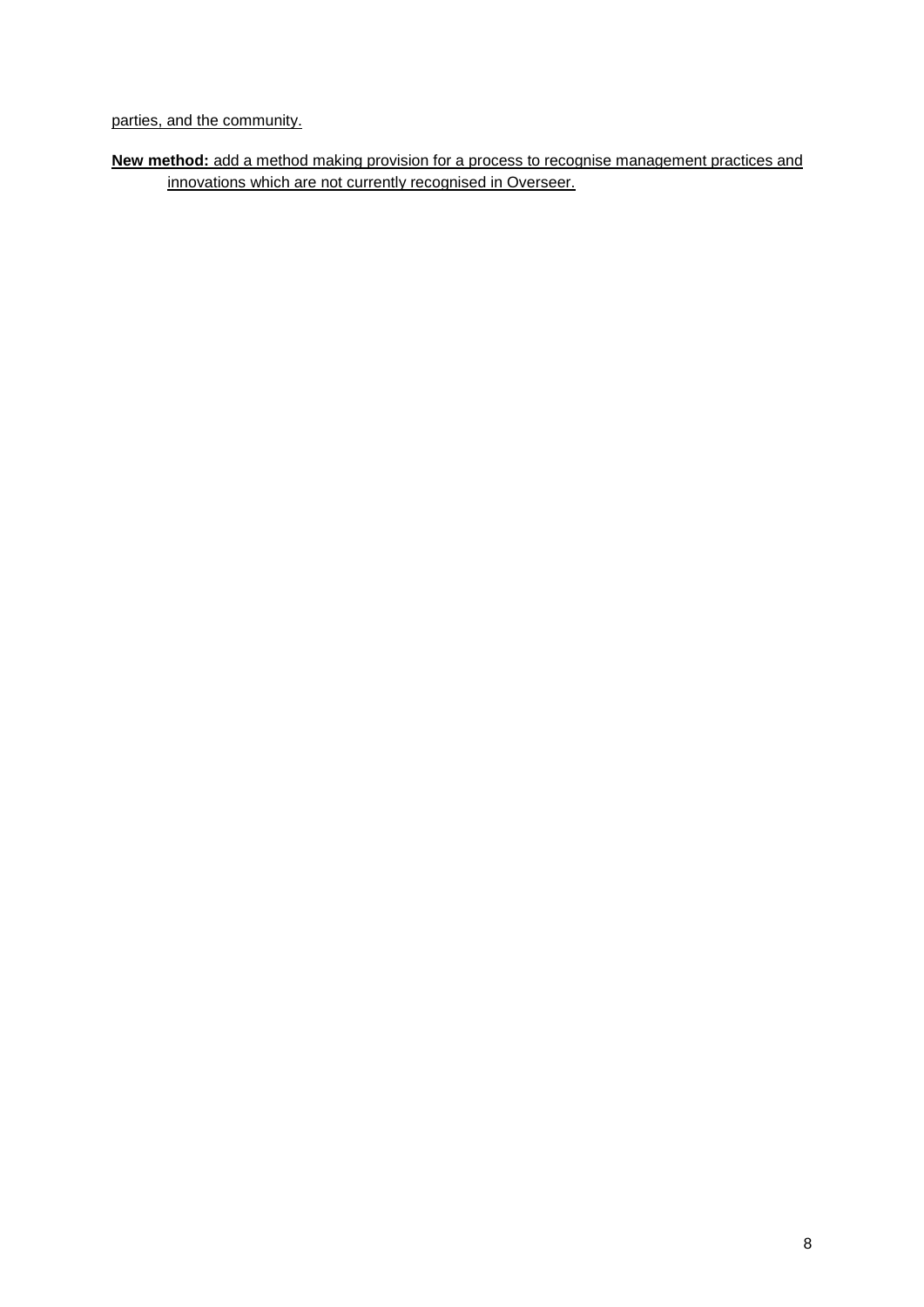parties, and the community.

**New method:** add a method making provision for a process to recognise management practices and innovations which are not currently recognised in Overseer.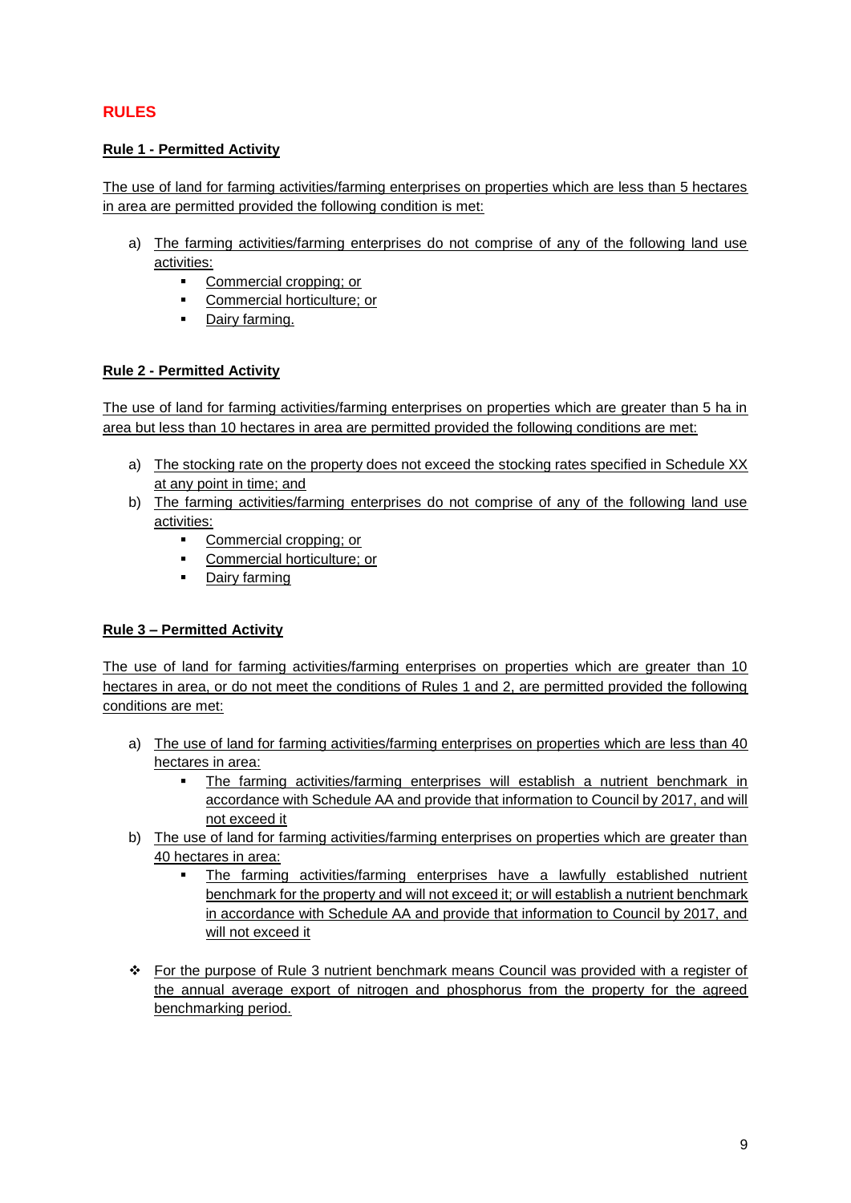## RULES

**Rule 1 - Permitted Activity**

The use of land for farming activities/farming enterprises on properties which are less than 5 hectares in area are permitted provided the following condition is met:

a) The farming activities/farming enterprises do not comprise of any of the following land use activities:
   - Commercial cropping; or
   - Commercial horticulture; or
   - Dairy farming.

**Rule 2 - Permitted Activity**

The use of land for farming activities/farming enterprises on properties which are greater than 5 ha in area but less than 10 hectares in area are permitted provided the following conditions are met:

a) The stocking rate on the property does not exceed the stocking rates specified in Schedule XX at any point in time; and
b) The farming activities/farming enterprises do not comprise of any of the following land use activities:
   - Commercial cropping; or
   - Commercial horticulture; or
   - Dairy farming

**Rule 3 – Permitted Activity**

The use of land for farming activities/farming enterprises on properties which are greater than 10 hectares in area, or do not meet the conditions of Rules 1 and 2, are permitted provided the following conditions are met:

a) The use of land for farming activities/farming enterprises on properties which are less than 40 hectares in area:
   - The farming activities/farming enterprises will establish a nutrient benchmark in accordance with Schedule AA and provide that information to Council by 2017, and will not exceed it
b) The use of land for farming activities/farming enterprises on properties which are greater than 40 hectares in area:
   - The farming activities/farming enterprises have a lawfully established nutrient benchmark for the property and will not exceed it; or will establish a nutrient benchmark in accordance with Schedule AA and provide that information to Council by 2017, and will not exceed it

- For the purpose of Rule 3 nutrient benchmark means Council was provided with a register of the annual average export of nitrogen and phosphorus from the property for the agreed benchmarking period.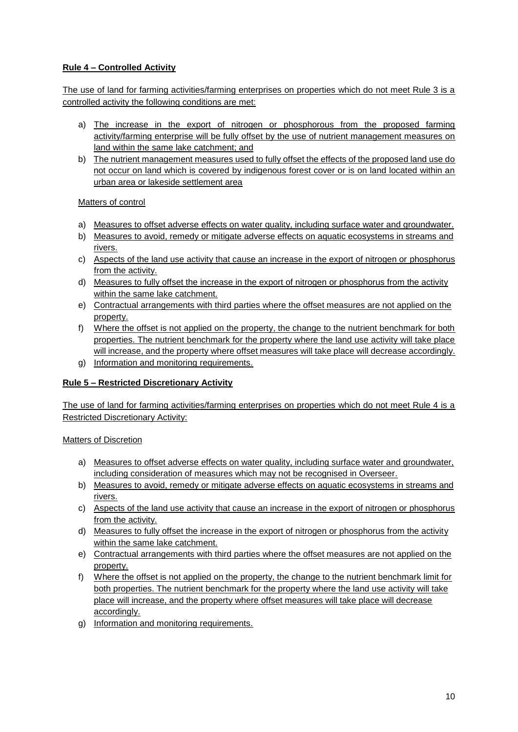**Rule 4 – Controlled Activity**

The use of land for farming activities/farming enterprises on properties which do not meet Rule 3 is a controlled activity the following conditions are met:

a) The increase in the export of nitrogen or phosphorous from the proposed farming activity/farming enterprise will be fully offset by the use of nutrient management measures on land within the same lake catchment; and
b) The nutrient management measures used to fully offset the effects of the proposed land use do not occur on land which is covered by indigenous forest cover or is on land located within an urban area or lakeside settlement area

Matters of control

a) Measures to offset adverse effects on water quality, including surface water and groundwater.
b) Measures to avoid, remedy or mitigate adverse effects on aquatic ecosystems in streams and rivers.
c) Aspects of the land use activity that cause an increase in the export of nitrogen or phosphorus from the activity.
d) Measures to fully offset the increase in the export of nitrogen or phosphorus from the activity within the same lake catchment.
e) Contractual arrangements with third parties where the offset measures are not applied on the property.
f) Where the offset is not applied on the property, the change to the nutrient benchmark for both properties. The nutrient benchmark for the property where the land use activity will take place will increase, and the property where offset measures will take place will decrease accordingly.
g) Information and monitoring requirements.

**Rule 5 – Restricted Discretionary Activity**

The use of land for farming activities/farming enterprises on properties which do not meet Rule 4 is a Restricted Discretionary Activity:

Matters of Discretion

a) Measures to offset adverse effects on water quality, including surface water and groundwater, including consideration of measures which may not be recognised in Overseer.
b) Measures to avoid, remedy or mitigate adverse effects on aquatic ecosystems in streams and rivers.
c) Aspects of the land use activity that cause an increase in the export of nitrogen or phosphorus from the activity.
d) Measures to fully offset the increase in the export of nitrogen or phosphorus from the activity within the same lake catchment.
e) Contractual arrangements with third parties where the offset measures are not applied on the property.
f) Where the offset is not applied on the property, the change to the nutrient benchmark limit for both properties. The nutrient benchmark for the property where the land use activity will take place will increase, and the property where offset measures will take place will decrease accordingly.
g) Information and monitoring requirements.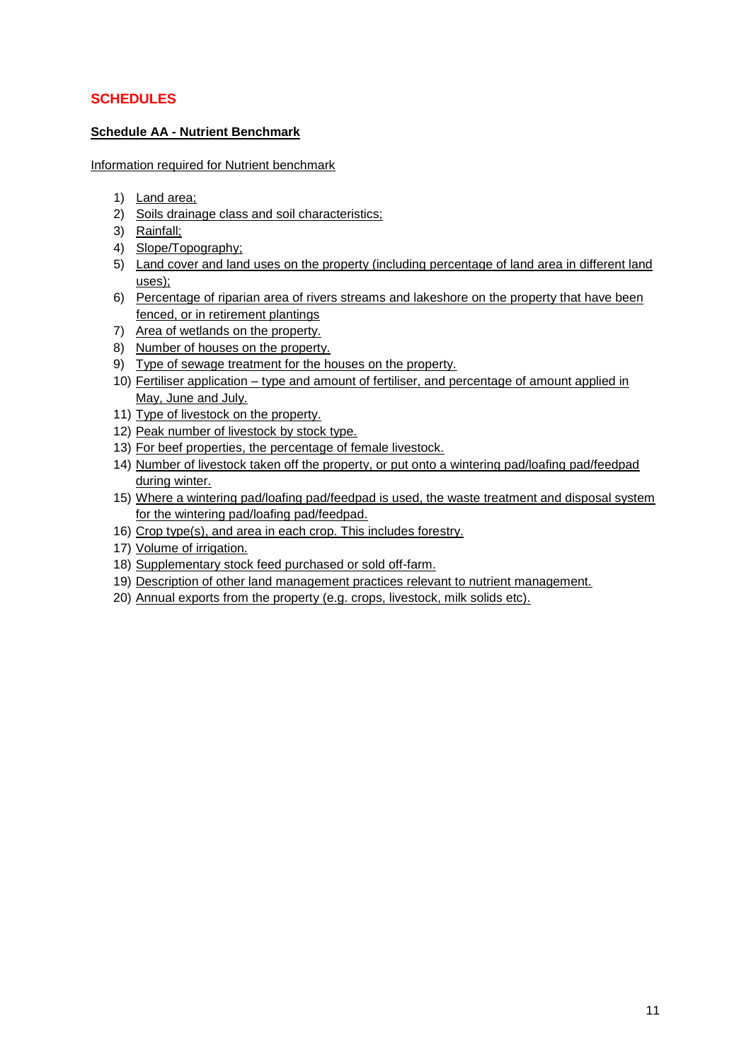# SCHEDULES

**Schedule AA - Nutrient Benchmark**

Information required for Nutrient benchmark

1) Land area;
2) Soils drainage class and soil characteristics;
3) Rainfall;
4) Slope/Topography;
5) Land cover and land uses on the property (including percentage of land area in different land uses);
6) Percentage of riparian area of rivers streams and lakeshore on the property that have been fenced, or in retirement plantings
7) Area of wetlands on the property.
8) Number of houses on the property.
9) Type of sewage treatment for the houses on the property.
10) Fertiliser application – type and amount of fertiliser, and percentage of amount applied in May, June and July.
11) Type of livestock on the property.
12) Peak number of livestock by stock type.
13) For beef properties, the percentage of female livestock.
14) Number of livestock taken off the property, or put onto a wintering pad/loafing pad/feedpad during winter.
15) Where a wintering pad/loafing pad/feedpad is used, the waste treatment and disposal system for the wintering pad/loafing pad/feedpad.
16) Crop type(s), and area in each crop. This includes forestry.
17) Volume of irrigation.
18) Supplementary stock feed purchased or sold off-farm.
19) Description of other land management practices relevant to nutrient management.
20) Annual exports from the property (e.g. crops, livestock, milk solids etc).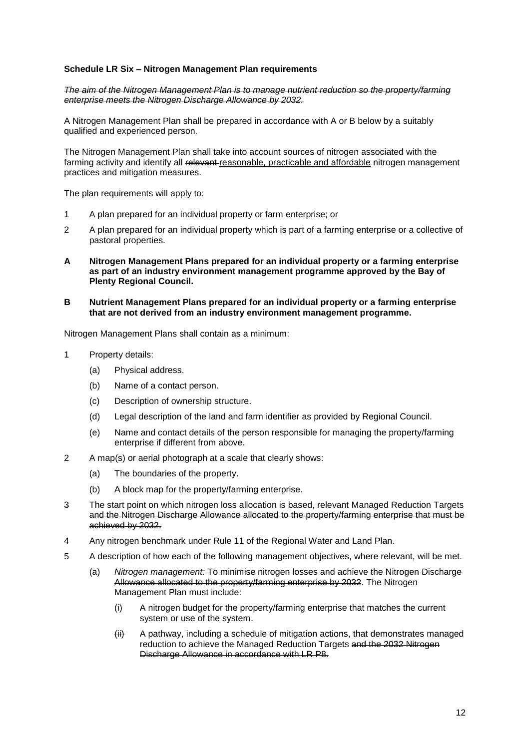**Schedule LR Six – Nitrogen Management Plan requirements**

~~*The aim of the Nitrogen Management Plan is to manage nutrient reduction so the property/farming enterprise meets the Nitrogen Discharge Allowance by 2032.*~~

A Nitrogen Management Plan shall be prepared in accordance with A or B below by a suitably qualified and experienced person.

The Nitrogen Management Plan shall take into account sources of nitrogen associated with the farming activity and identify all ~~relevant~~ <u>reasonable, practicable and affordable</u> nitrogen management practices and mitigation measures.

The plan requirements will apply to:

1. A plan prepared for an individual property or farm enterprise; or
2. A plan prepared for an individual property which is part of a farming enterprise or a collective of pastoral properties.

**A Nitrogen Management Plans prepared for an individual property or a farming enterprise as part of an industry environment management programme approved by the Bay of Plenty Regional Council.**

**B Nutrient Management Plans prepared for an individual property or a farming enterprise that are not derived from an industry environment management programme.**

Nitrogen Management Plans shall contain as a minimum:

1. Property details:
   - (a) Physical address.
   - (b) Name of a contact person.
   - (c) Description of ownership structure.
   - (d) Legal description of the land and farm identifier as provided by Regional Council.
   - (e) Name and contact details of the person responsible for managing the property/farming enterprise if different from above.
2. A map(s) or aerial photograph at a scale that clearly shows:
   - (a) The boundaries of the property.
   - (b) A block map for the property/farming enterprise.
3. The start point on which nitrogen loss allocation is based, relevant Managed Reduction Targets ~~and the Nitrogen Discharge Allowance allocated to the property/farming enterprise that must be achieved by 2032.~~
4. Any nitrogen benchmark under Rule 11 of the Regional Water and Land Plan.
5. A description of how each of the following management objectives, where relevant, will be met.
   - (a) *Nitrogen management:* ~~To minimise nitrogen losses and achieve the Nitrogen Discharge Allowance allocated to the property/farming enterprise by 2032.~~ The Nitrogen Management Plan must include:
     - (i) A nitrogen budget for the property/farming enterprise that matches the current system or use of the system.
     - (ii) A pathway, including a schedule of mitigation actions, that demonstrates managed reduction to achieve the Managed Reduction Targets ~~and the 2032 Nitrogen Discharge Allowance in accordance with LR P8.~~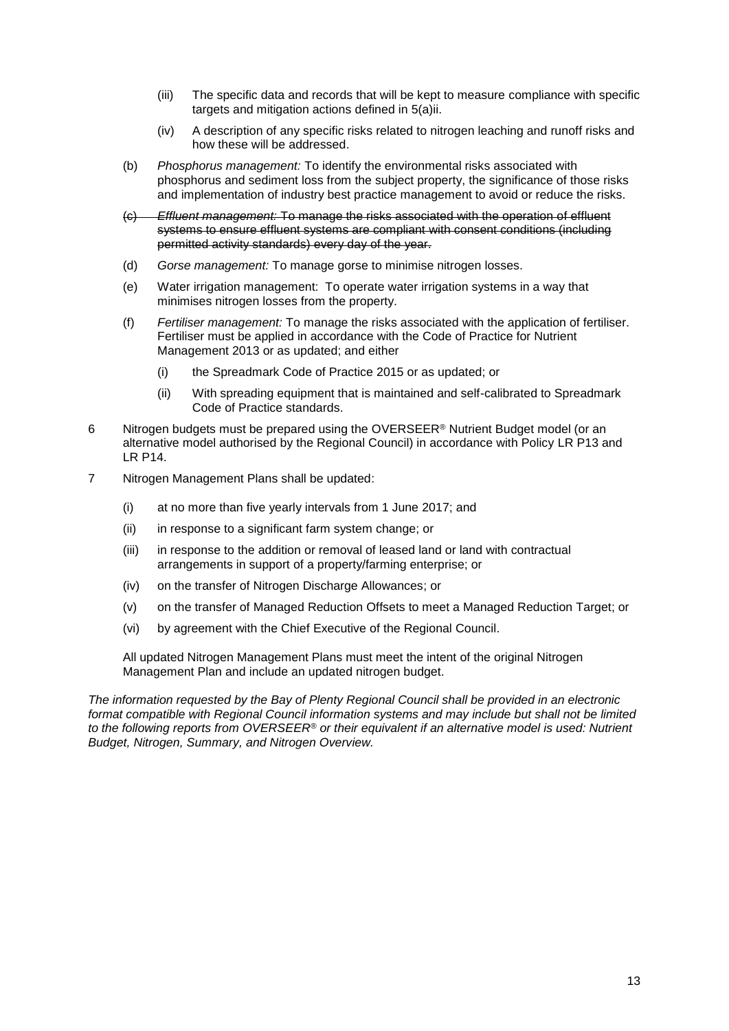(iii) The specific data and records that will be kept to measure compliance with specific targets and mitigation actions defined in 5(a)ii.

(iv) A description of any specific risks related to nitrogen leaching and runoff risks and how these will be addressed.

(b) *Phosphorus management:* To identify the environmental risks associated with phosphorus and sediment loss from the subject property, the significance of those risks and implementation of industry best practice management to avoid or reduce the risks.

~~(c) *Effluent management:* To manage the risks associated with the operation of effluent systems to ensure effluent systems are compliant with consent conditions (including permitted activity standards) every day of the year.~~

(d) *Gorse management:* To manage gorse to minimise nitrogen losses.

(e) Water irrigation management: To operate water irrigation systems in a way that minimises nitrogen losses from the property.

(f) *Fertiliser management:* To manage the risks associated with the application of fertiliser. Fertiliser must be applied in accordance with the Code of Practice for Nutrient Management 2013 or as updated; and either

  (i) the Spreadmark Code of Practice 2015 or as updated; or

  (ii) With spreading equipment that is maintained and self-calibrated to Spreadmark Code of Practice standards.

6 Nitrogen budgets must be prepared using the OVERSEER® Nutrient Budget model (or an alternative model authorised by the Regional Council) in accordance with Policy LR P13 and LR P14.

7 Nitrogen Management Plans shall be updated:

  (i) at no more than five yearly intervals from 1 June 2017; and

  (ii) in response to a significant farm system change; or

  (iii) in response to the addition or removal of leased land or land with contractual arrangements in support of a property/farming enterprise; or

  (iv) on the transfer of Nitrogen Discharge Allowances; or

  (v) on the transfer of Managed Reduction Offsets to meet a Managed Reduction Target; or

  (vi) by agreement with the Chief Executive of the Regional Council.

  All updated Nitrogen Management Plans must meet the intent of the original Nitrogen Management Plan and include an updated nitrogen budget.

*The information requested by the Bay of Plenty Regional Council shall be provided in an electronic format compatible with Regional Council information systems and may include but shall not be limited to the following reports from OVERSEER® or their equivalent if an alternative model is used: Nutrient Budget, Nitrogen, Summary, and Nitrogen Overview.*